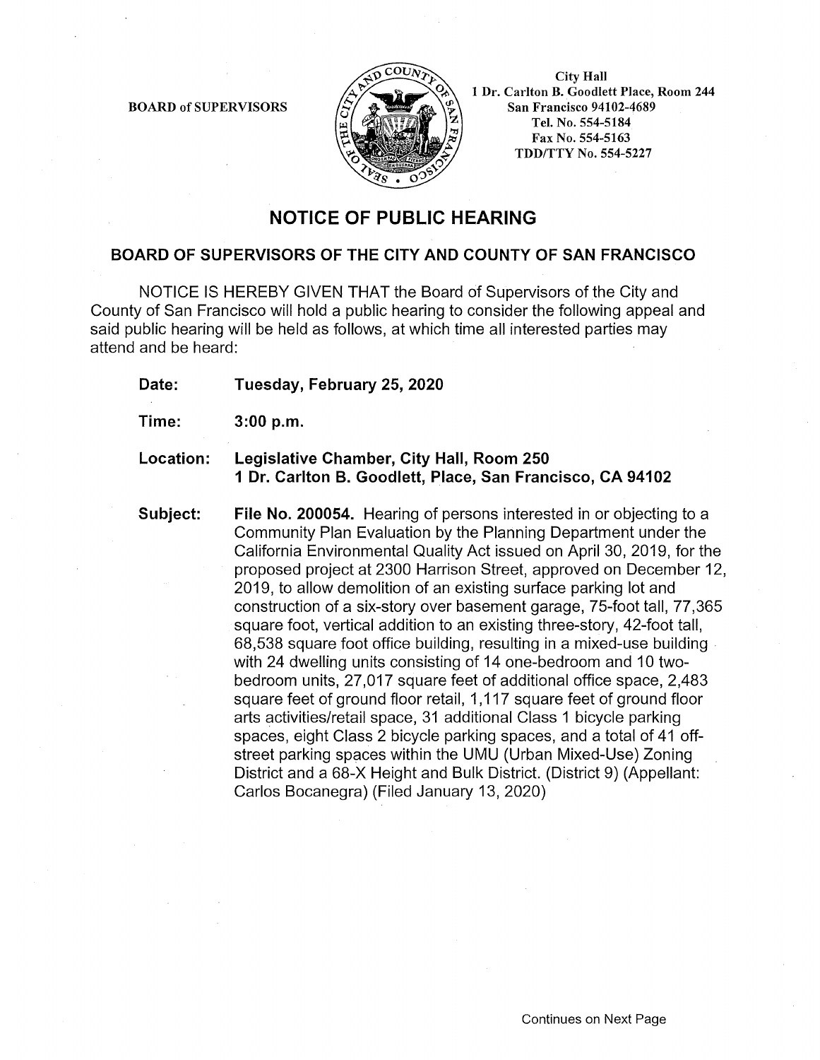BOARD of SUPERVISORS

City Hall
1 Dr. Carlton B. Goodlett Place, Room 244
San Francisco 94102-4689
Tel. No. 554-5184
Fax No. 554-5163
TDD/TTY No. 554-5227

# NOTICE OF PUBLIC HEARING

## BOARD OF SUPERVISORS OF THE CITY AND COUNTY OF SAN FRANCISCO

NOTICE IS HEREBY GIVEN THAT the Board of Supervisors of the City and County of San Francisco will hold a public hearing to consider the following appeal and said public hearing will be held as follows, at which time all interested parties may attend and be heard:

**Date:** **Tuesday, February 25, 2020**

**Time:** **3:00 p.m.**

**Location:** **Legislative Chamber, City Hall, Room 250**
**1 Dr. Carlton B. Goodlett, Place, San Francisco, CA 94102**

**Subject:** **File No. 200054.** Hearing of persons interested in or objecting to a Community Plan Evaluation by the Planning Department under the California Environmental Quality Act issued on April 30, 2019, for the proposed project at 2300 Harrison Street, approved on December 12, 2019, to allow demolition of an existing surface parking lot and construction of a six-story over basement garage, 75-foot tall, 77,365 square foot, vertical addition to an existing three-story, 42-foot tall, 68,538 square foot office building, resulting in a mixed-use building with 24 dwelling units consisting of 14 one-bedroom and 10 two-bedroom units, 27,017 square feet of additional office space, 2,483 square feet of ground floor retail, 1,117 square feet of ground floor arts activities/retail space, 31 additional Class 1 bicycle parking spaces, eight Class 2 bicycle parking spaces, and a total of 41 off-street parking spaces within the UMU (Urban Mixed-Use) Zoning District and a 68-X Height and Bulk District. (District 9) (Appellant: Carlos Bocanegra) (Filed January 13, 2020)

Continues on Next Page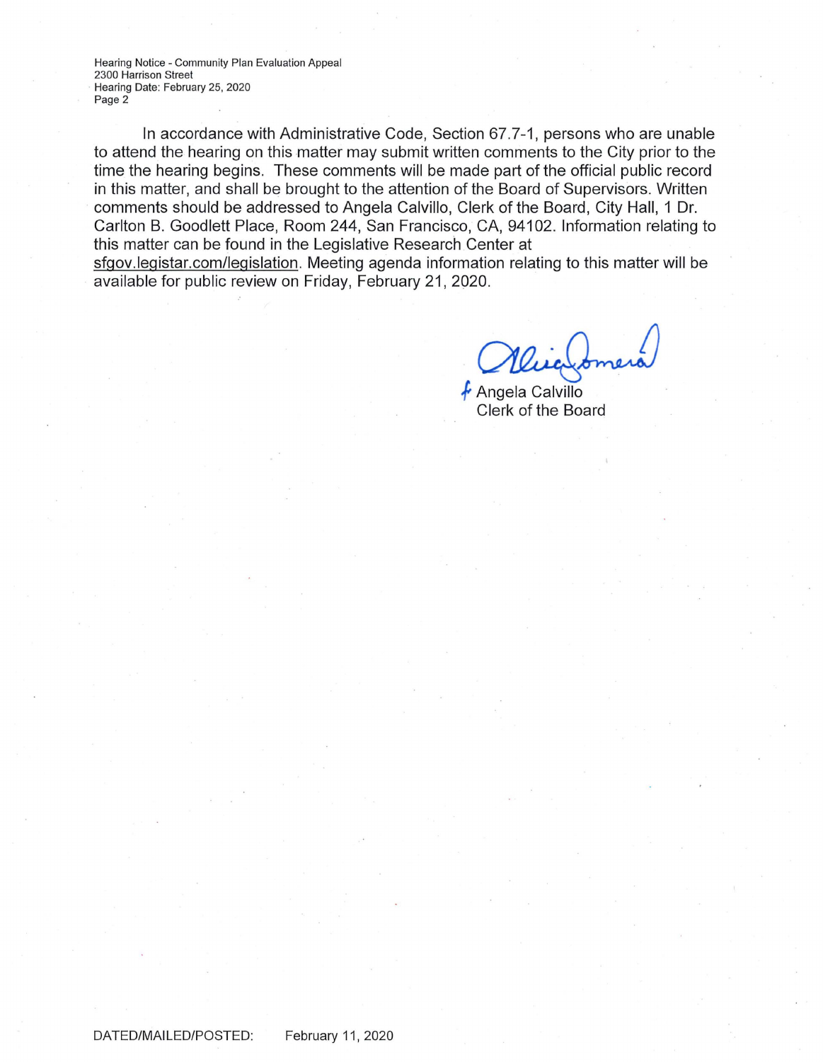In accordance with Administrative Code, Section 67.7-1, persons who are unable to attend the hearing on this matter may submit written comments to the City prior to the time the hearing begins. These comments will be made part of the official public record in this matter, and shall be brought to the attention of the Board of Supervisors. Written comments should be addressed to Angela Calvillo, Clerk of the Board, City Hall, 1 Dr. Carlton B. Goodlett Place, Room 244, San Francisco, CA, 94102. Information relating to this matter can be found in the Legislative Research Center at sfgov.legistar.com/legislation. Meeting agenda information relating to this matter will be available for public review on Friday, February 21, 2020.

f Angela Calvillo
Clerk of the Board

DATED/MAILED/POSTED: February 11, 2020